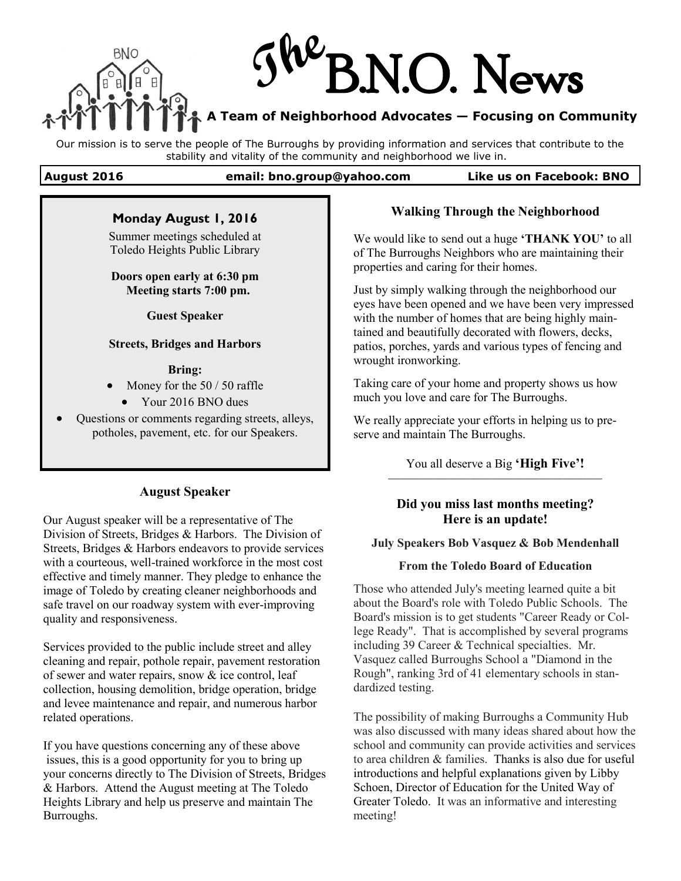# The B.N.O. News

**A Team of Neighborhood Advocates — Focusing on Community**

Our mission is to serve the people of The Burroughs by providing information and services that contribute to the stability and vitality of the community and neighborhood we live in.

**August 2016** | **email: bno.group@yahoo.com** | **Like us on Facebook: BNO**

### Monday August 1, 2016

Summer meetings scheduled at Toledo Heights Public Library

**Doors open early at 6:30 pm**
**Meeting starts 7:00 pm.**

**Guest Speaker**

**Streets, Bridges and Harbors**

**Bring:**

- Money for the 50 / 50 raffle
- Your 2016 BNO dues
- Questions or comments regarding streets, alleys, potholes, pavement, etc. for our Speakers.

### August Speaker

Our August speaker will be a representative of The Division of Streets, Bridges & Harbors. The Division of Streets, Bridges & Harbors endeavors to provide services with a courteous, well-trained workforce in the most cost effective and timely manner. They pledge to enhance the image of Toledo by creating cleaner neighborhoods and safe travel on our roadway system with ever-improving quality and responsiveness.

Services provided to the public include street and alley cleaning and repair, pothole repair, pavement restoration of sewer and water repairs, snow & ice control, leaf collection, housing demolition, bridge operation, bridge and levee maintenance and repair, and numerous harbor related operations.

If you have questions concerning any of these above issues, this is a good opportunity for you to bring up your concerns directly to The Division of Streets, Bridges & Harbors. Attend the August meeting at The Toledo Heights Library and help us preserve and maintain The Burroughs.

### Walking Through the Neighborhood

We would like to send out a huge **'THANK YOU'** to all of The Burroughs Neighbors who are maintaining their properties and caring for their homes.

Just by simply walking through the neighborhood our eyes have been opened and we have been very impressed with the number of homes that are being highly maintained and beautifully decorated with flowers, decks, patios, porches, yards and various types of fencing and wrought ironworking.

Taking care of your home and property shows us how much you love and care for The Burroughs.

We really appreciate your efforts in helping us to preserve and maintain The Burroughs.

You all deserve a Big **'High Five'!**

---

### Did you miss last months meeting? Here is an update!

**July Speakers Bob Vasquez & Bob Mendenhall**

**From the Toledo Board of Education**

Those who attended July's meeting learned quite a bit about the Board's role with Toledo Public Schools. The Board's mission is to get students "Career Ready or College Ready". That is accomplished by several programs including 39 Career & Technical specialties. Mr. Vasquez called Burroughs School a "Diamond in the Rough", ranking 3rd of 41 elementary schools in standardized testing.

The possibility of making Burroughs a Community Hub was also discussed with many ideas shared about how the school and community can provide activities and services to area children & families. Thanks is also due for useful introductions and helpful explanations given by Libby Schoen, Director of Education for the United Way of Greater Toledo. It was an informative and interesting meeting!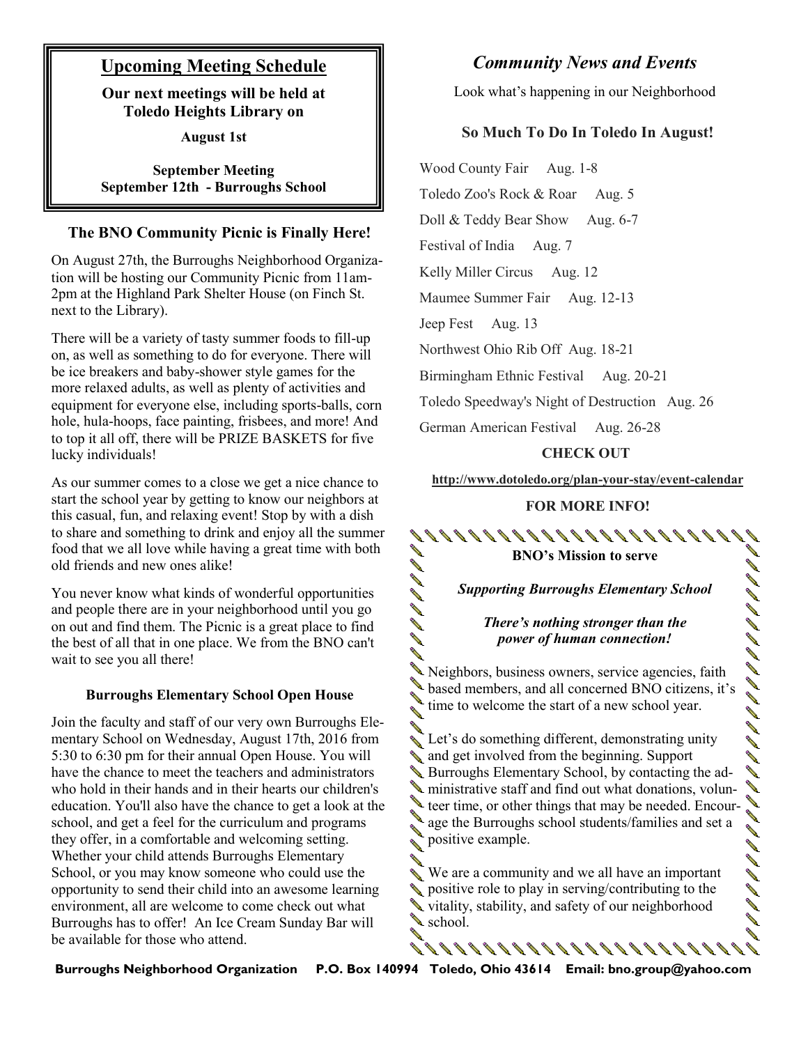## Upcoming Meeting Schedule

**Our next meetings will be held at Toledo Heights Library on**

**August 1st**

**September Meeting**
**September 12th - Burroughs School**

### The BNO Community Picnic is Finally Here!

On August 27th, the Burroughs Neighborhood Organization will be hosting our Community Picnic from 11am-2pm at the Highland Park Shelter House (on Finch St. next to the Library).

There will be a variety of tasty summer foods to fill-up on, as well as something to do for everyone. There will be ice breakers and baby-shower style games for the more relaxed adults, as well as plenty of activities and equipment for everyone else, including sports-balls, corn hole, hula-hoops, face painting, frisbees, and more! And to top it all off, there will be PRIZE BASKETS for five lucky individuals!

As our summer comes to a close we get a nice chance to start the school year by getting to know our neighbors at this casual, fun, and relaxing event! Stop by with a dish to share and something to drink and enjoy all the summer food that we all love while having a great time with both old friends and new ones alike!

You never know what kinds of wonderful opportunities and people there are in your neighborhood until you go on out and find them. The Picnic is a great place to find the best of all that in one place. We from the BNO can't wait to see you all there!

#### Burroughs Elementary School Open House

Join the faculty and staff of our very own Burroughs Elementary School on Wednesday, August 17th, 2016 from 5:30 to 6:30 pm for their annual Open House. You will have the chance to meet the teachers and administrators who hold in their hands and in their hearts our children's education. You'll also have the chance to get a look at the school, and get a feel for the curriculum and programs they offer, in a comfortable and welcoming setting. Whether your child attends Burroughs Elementary School, or you may know someone who could use the opportunity to send their child into an awesome learning environment, all are welcome to come check out what Burroughs has to offer! An Ice Cream Sunday Bar will be available for those who attend.

## *Community News and Events*

Look what's happening in our Neighborhood

### So Much To Do In Toledo In August!

Wood County Fair Aug. 1-8

Toledo Zoo's Rock & Roar Aug. 5

Doll & Teddy Bear Show Aug. 6-7

Festival of India Aug. 7

Kelly Miller Circus Aug. 12

Maumee Summer Fair Aug. 12-13

Jeep Fest Aug. 13

Northwest Ohio Rib Off Aug. 18-21

Birmingham Ethnic Festival Aug. 20-21

Toledo Speedway's Night of Destruction Aug. 26

German American Festival Aug. 26-28

**CHECK OUT**

**http://www.dotoledo.org/plan-your-stay/event-calendar**

**FOR MORE INFO!**

**BNO's Mission to serve**

***Supporting Burroughs Elementary School***

***There's nothing stronger than the power of human connection!***

Neighbors, business owners, service agencies, faith based members, and all concerned BNO citizens, it's time to welcome the start of a new school year.

Let's do something different, demonstrating unity and get involved from the beginning. Support Burroughs Elementary School, by contacting the administrative staff and find out what donations, volunteer time, or other things that may be needed. Encourage the Burroughs school students/families and set a positive example.

We are a community and we all have an important positive role to play in serving/contributing to the vitality, stability, and safety of our neighborhood school.

**Burroughs Neighborhood Organization P.O. Box 140994 Toledo, Ohio 43614 Email: bno.group@yahoo.com**